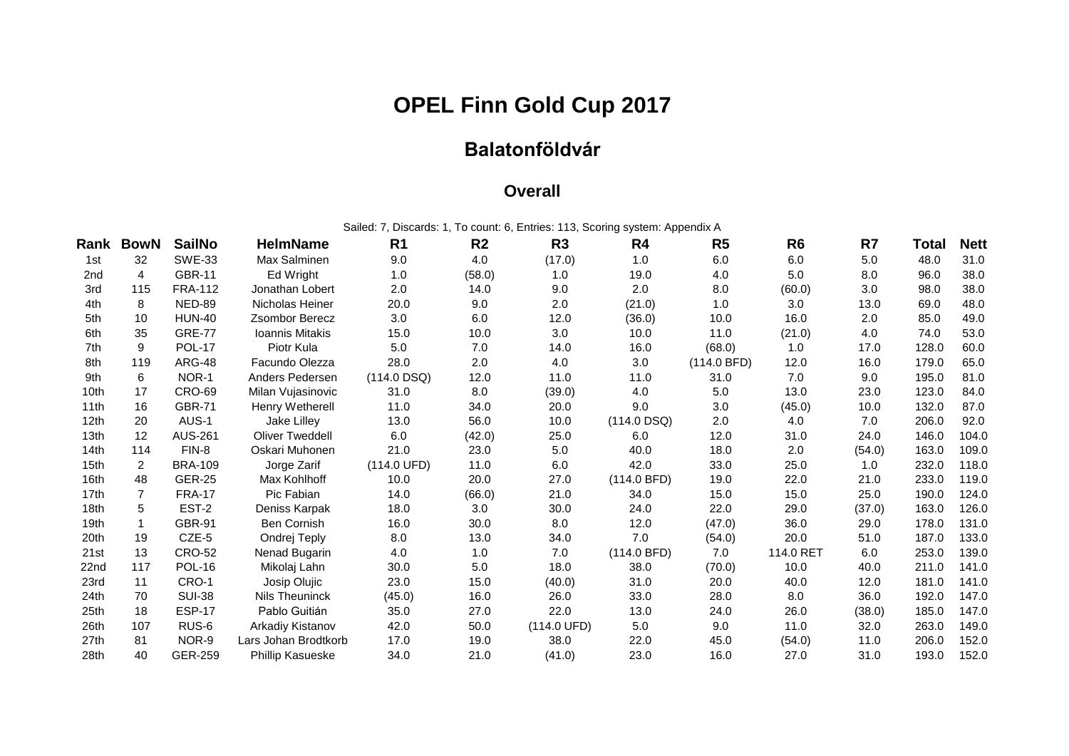# OPEL Finn Gold Cup 2017

## Balatonföldvár

### Overall

Sailed: 7, Discards: 1, To count: 6, Entries: 113, Scoring system: Appendix A

| Rank | BowN | SailNo | HelmName | R1 | R2 | R3 | R4 | R5 | R6 | R7 | Total | Nett |
|---|---|---|---|---|---|---|---|---|---|---|---|---|
| 1st | 32 | SWE-33 | Max Salminen | 9.0 | 4.0 | (17.0) | 1.0 | 6.0 | 6.0 | 5.0 | 48.0 | 31.0 |
| 2nd | 4 | GBR-11 | Ed Wright | 1.0 | (58.0) | 1.0 | 19.0 | 4.0 | 5.0 | 8.0 | 96.0 | 38.0 |
| 3rd | 115 | FRA-112 | Jonathan Lobert | 2.0 | 14.0 | 9.0 | 2.0 | 8.0 | (60.0) | 3.0 | 98.0 | 38.0 |
| 4th | 8 | NED-89 | Nicholas Heiner | 20.0 | 9.0 | 2.0 | (21.0) | 1.0 | 3.0 | 13.0 | 69.0 | 48.0 |
| 5th | 10 | HUN-40 | Zsombor Berecz | 3.0 | 6.0 | 12.0 | (36.0) | 10.0 | 16.0 | 2.0 | 85.0 | 49.0 |
| 6th | 35 | GRE-77 | Ioannis Mitakis | 15.0 | 10.0 | 3.0 | 10.0 | 11.0 | (21.0) | 4.0 | 74.0 | 53.0 |
| 7th | 9 | POL-17 | Piotr Kula | 5.0 | 7.0 | 14.0 | 16.0 | (68.0) | 1.0 | 17.0 | 128.0 | 60.0 |
| 8th | 119 | ARG-48 | Facundo Olezza | 28.0 | 2.0 | 4.0 | 3.0 | (114.0 BFD) | 12.0 | 16.0 | 179.0 | 65.0 |
| 9th | 6 | NOR-1 | Anders Pedersen | (114.0 DSQ) | 12.0 | 11.0 | 11.0 | 31.0 | 7.0 | 9.0 | 195.0 | 81.0 |
| 10th | 17 | CRO-69 | Milan Vujasinovic | 31.0 | 8.0 | (39.0) | 4.0 | 5.0 | 13.0 | 23.0 | 123.0 | 84.0 |
| 11th | 16 | GBR-71 | Henry Wetherell | 11.0 | 34.0 | 20.0 | 9.0 | 3.0 | (45.0) | 10.0 | 132.0 | 87.0 |
| 12th | 20 | AUS-1 | Jake Lilley | 13.0 | 56.0 | 10.0 | (114.0 DSQ) | 2.0 | 4.0 | 7.0 | 206.0 | 92.0 |
| 13th | 12 | AUS-261 | Oliver Tweddell | 6.0 | (42.0) | 25.0 | 6.0 | 12.0 | 31.0 | 24.0 | 146.0 | 104.0 |
| 14th | 114 | FIN-8 | Oskari Muhonen | 21.0 | 23.0 | 5.0 | 40.0 | 18.0 | 2.0 | (54.0) | 163.0 | 109.0 |
| 15th | 2 | BRA-109 | Jorge Zarif | (114.0 UFD) | 11.0 | 6.0 | 42.0 | 33.0 | 25.0 | 1.0 | 232.0 | 118.0 |
| 16th | 48 | GER-25 | Max Kohlhoff | 10.0 | 20.0 | 27.0 | (114.0 BFD) | 19.0 | 22.0 | 21.0 | 233.0 | 119.0 |
| 17th | 7 | FRA-17 | Pic Fabian | 14.0 | (66.0) | 21.0 | 34.0 | 15.0 | 15.0 | 25.0 | 190.0 | 124.0 |
| 18th | 5 | EST-2 | Deniss Karpak | 18.0 | 3.0 | 30.0 | 24.0 | 22.0 | 29.0 | (37.0) | 163.0 | 126.0 |
| 19th | 1 | GBR-91 | Ben Cornish | 16.0 | 30.0 | 8.0 | 12.0 | (47.0) | 36.0 | 29.0 | 178.0 | 131.0 |
| 20th | 19 | CZE-5 | Ondrej Teply | 8.0 | 13.0 | 34.0 | 7.0 | (54.0) | 20.0 | 51.0 | 187.0 | 133.0 |
| 21st | 13 | CRO-52 | Nenad Bugarin | 4.0 | 1.0 | 7.0 | (114.0 BFD) | 7.0 | 114.0 RET | 6.0 | 253.0 | 139.0 |
| 22nd | 117 | POL-16 | Mikolaj Lahn | 30.0 | 5.0 | 18.0 | 38.0 | (70.0) | 10.0 | 40.0 | 211.0 | 141.0 |
| 23rd | 11 | CRO-1 | Josip Olujic | 23.0 | 15.0 | (40.0) | 31.0 | 20.0 | 40.0 | 12.0 | 181.0 | 141.0 |
| 24th | 70 | SUI-38 | Nils Theuninck | (45.0) | 16.0 | 26.0 | 33.0 | 28.0 | 8.0 | 36.0 | 192.0 | 147.0 |
| 25th | 18 | ESP-17 | Pablo Guitián | 35.0 | 27.0 | 22.0 | 13.0 | 24.0 | 26.0 | (38.0) | 185.0 | 147.0 |
| 26th | 107 | RUS-6 | Arkadiy Kistanov | 42.0 | 50.0 | (114.0 UFD) | 5.0 | 9.0 | 11.0 | 32.0 | 263.0 | 149.0 |
| 27th | 81 | NOR-9 | Lars Johan Brodtkorb | 17.0 | 19.0 | 38.0 | 22.0 | 45.0 | (54.0) | 11.0 | 206.0 | 152.0 |
| 28th | 40 | GER-259 | Phillip Kasueske | 34.0 | 21.0 | (41.0) | 23.0 | 16.0 | 27.0 | 31.0 | 193.0 | 152.0 |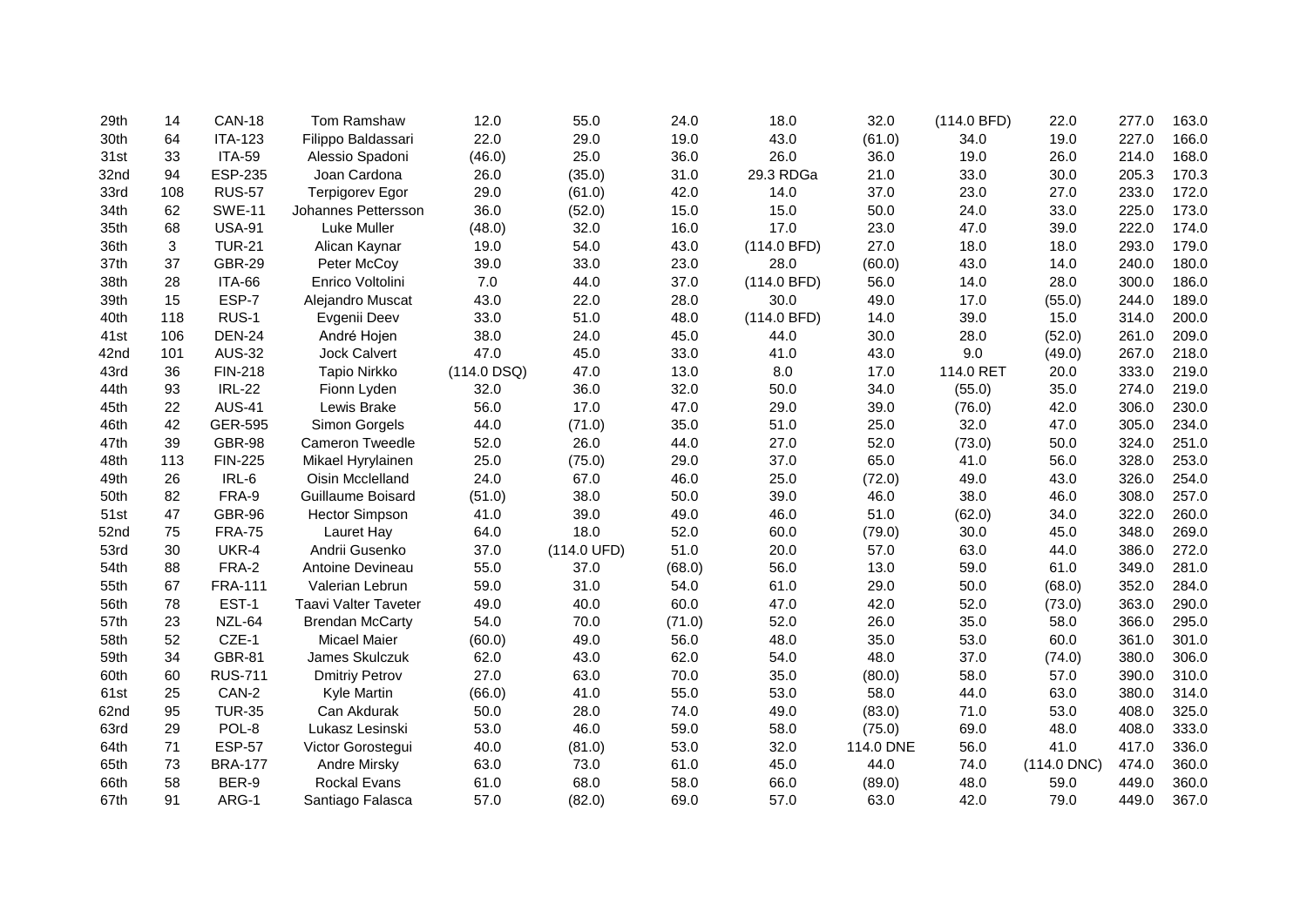| | | | | | | | | | | | | |
|---|---|---|---|---|---|---|---|---|---|---|---|---|
| 29th | 14 | CAN-18 | Tom Ramshaw | 12.0 | 55.0 | 24.0 | 18.0 | 32.0 | (114.0 BFD) | 22.0 | 277.0 | 163.0 |
| 30th | 64 | ITA-123 | Filippo Baldassari | 22.0 | 29.0 | 19.0 | 43.0 | (61.0) | 34.0 | 19.0 | 227.0 | 166.0 |
| 31st | 33 | ITA-59 | Alessio Spadoni | (46.0) | 25.0 | 36.0 | 26.0 | 36.0 | 19.0 | 26.0 | 214.0 | 168.0 |
| 32nd | 94 | ESP-235 | Joan Cardona | 26.0 | (35.0) | 31.0 | 29.3 RDGa | 21.0 | 33.0 | 30.0 | 205.3 | 170.3 |
| 33rd | 108 | RUS-57 | Terpigorev Egor | 29.0 | (61.0) | 42.0 | 14.0 | 37.0 | 23.0 | 27.0 | 233.0 | 172.0 |
| 34th | 62 | SWE-11 | Johannes Pettersson | 36.0 | (52.0) | 15.0 | 15.0 | 50.0 | 24.0 | 33.0 | 225.0 | 173.0 |
| 35th | 68 | USA-91 | Luke Muller | (48.0) | 32.0 | 16.0 | 17.0 | 23.0 | 47.0 | 39.0 | 222.0 | 174.0 |
| 36th | 3 | TUR-21 | Alican Kaynar | 19.0 | 54.0 | 43.0 | (114.0 BFD) | 27.0 | 18.0 | 18.0 | 293.0 | 179.0 |
| 37th | 37 | GBR-29 | Peter McCoy | 39.0 | 33.0 | 23.0 | 28.0 | (60.0) | 43.0 | 14.0 | 240.0 | 180.0 |
| 38th | 28 | ITA-66 | Enrico Voltolini | 7.0 | 44.0 | 37.0 | (114.0 BFD) | 56.0 | 14.0 | 28.0 | 300.0 | 186.0 |
| 39th | 15 | ESP-7 | Alejandro Muscat | 43.0 | 22.0 | 28.0 | 30.0 | 49.0 | 17.0 | (55.0) | 244.0 | 189.0 |
| 40th | 118 | RUS-1 | Evgenii Deev | 33.0 | 51.0 | 48.0 | (114.0 BFD) | 14.0 | 39.0 | 15.0 | 314.0 | 200.0 |
| 41st | 106 | DEN-24 | André Hojen | 38.0 | 24.0 | 45.0 | 44.0 | 30.0 | 28.0 | (52.0) | 261.0 | 209.0 |
| 42nd | 101 | AUS-32 | Jock Calvert | 47.0 | 45.0 | 33.0 | 41.0 | 43.0 | 9.0 | (49.0) | 267.0 | 218.0 |
| 43rd | 36 | FIN-218 | Tapio Nirkko | (114.0 DSQ) | 47.0 | 13.0 | 8.0 | 17.0 | 114.0 RET | 20.0 | 333.0 | 219.0 |
| 44th | 93 | IRL-22 | Fionn Lyden | 32.0 | 36.0 | 32.0 | 50.0 | 34.0 | (55.0) | 35.0 | 274.0 | 219.0 |
| 45th | 22 | AUS-41 | Lewis Brake | 56.0 | 17.0 | 47.0 | 29.0 | 39.0 | (76.0) | 42.0 | 306.0 | 230.0 |
| 46th | 42 | GER-595 | Simon Gorgels | 44.0 | (71.0) | 35.0 | 51.0 | 25.0 | 32.0 | 47.0 | 305.0 | 234.0 |
| 47th | 39 | GBR-98 | Cameron Tweedle | 52.0 | 26.0 | 44.0 | 27.0 | 52.0 | (73.0) | 50.0 | 324.0 | 251.0 |
| 48th | 113 | FIN-225 | Mikael Hyrylainen | 25.0 | (75.0) | 29.0 | 37.0 | 65.0 | 41.0 | 56.0 | 328.0 | 253.0 |
| 49th | 26 | IRL-6 | Oisin Mcclelland | 24.0 | 67.0 | 46.0 | 25.0 | (72.0) | 49.0 | 43.0 | 326.0 | 254.0 |
| 50th | 82 | FRA-9 | Guillaume Boisard | (51.0) | 38.0 | 50.0 | 39.0 | 46.0 | 38.0 | 46.0 | 308.0 | 257.0 |
| 51st | 47 | GBR-96 | Hector Simpson | 41.0 | 39.0 | 49.0 | 46.0 | 51.0 | (62.0) | 34.0 | 322.0 | 260.0 |
| 52nd | 75 | FRA-75 | Lauret Hay | 64.0 | 18.0 | 52.0 | 60.0 | (79.0) | 30.0 | 45.0 | 348.0 | 269.0 |
| 53rd | 30 | UKR-4 | Andrii Gusenko | 37.0 | (114.0 UFD) | 51.0 | 20.0 | 57.0 | 63.0 | 44.0 | 386.0 | 272.0 |
| 54th | 88 | FRA-2 | Antoine Devineau | 55.0 | 37.0 | (68.0) | 56.0 | 13.0 | 59.0 | 61.0 | 349.0 | 281.0 |
| 55th | 67 | FRA-111 | Valerian Lebrun | 59.0 | 31.0 | 54.0 | 61.0 | 29.0 | 50.0 | (68.0) | 352.0 | 284.0 |
| 56th | 78 | EST-1 | Taavi Valter Taveter | 49.0 | 40.0 | 60.0 | 47.0 | 42.0 | 52.0 | (73.0) | 363.0 | 290.0 |
| 57th | 23 | NZL-64 | Brendan McCarty | 54.0 | 70.0 | (71.0) | 52.0 | 26.0 | 35.0 | 58.0 | 366.0 | 295.0 |
| 58th | 52 | CZE-1 | Micael Maier | (60.0) | 49.0 | 56.0 | 48.0 | 35.0 | 53.0 | 60.0 | 361.0 | 301.0 |
| 59th | 34 | GBR-81 | James Skulczuk | 62.0 | 43.0 | 62.0 | 54.0 | 48.0 | 37.0 | (74.0) | 380.0 | 306.0 |
| 60th | 60 | RUS-711 | Dmitriy Petrov | 27.0 | 63.0 | 70.0 | 35.0 | (80.0) | 58.0 | 57.0 | 390.0 | 310.0 |
| 61st | 25 | CAN-2 | Kyle Martin | (66.0) | 41.0 | 55.0 | 53.0 | 58.0 | 44.0 | 63.0 | 380.0 | 314.0 |
| 62nd | 95 | TUR-35 | Can Akdurak | 50.0 | 28.0 | 74.0 | 49.0 | (83.0) | 71.0 | 53.0 | 408.0 | 325.0 |
| 63rd | 29 | POL-8 | Lukasz Lesinski | 53.0 | 46.0 | 59.0 | 58.0 | (75.0) | 69.0 | 48.0 | 408.0 | 333.0 |
| 64th | 71 | ESP-57 | Victor Gorostegui | 40.0 | (81.0) | 53.0 | 32.0 | 114.0 DNE | 56.0 | 41.0 | 417.0 | 336.0 |
| 65th | 73 | BRA-177 | Andre Mirsky | 63.0 | 73.0 | 61.0 | 45.0 | 44.0 | 74.0 | (114.0 DNC) | 474.0 | 360.0 |
| 66th | 58 | BER-9 | Rockal Evans | 61.0 | 68.0 | 58.0 | 66.0 | (89.0) | 48.0 | 59.0 | 449.0 | 360.0 |
| 67th | 91 | ARG-1 | Santiago Falasca | 57.0 | (82.0) | 69.0 | 57.0 | 63.0 | 42.0 | 79.0 | 449.0 | 367.0 |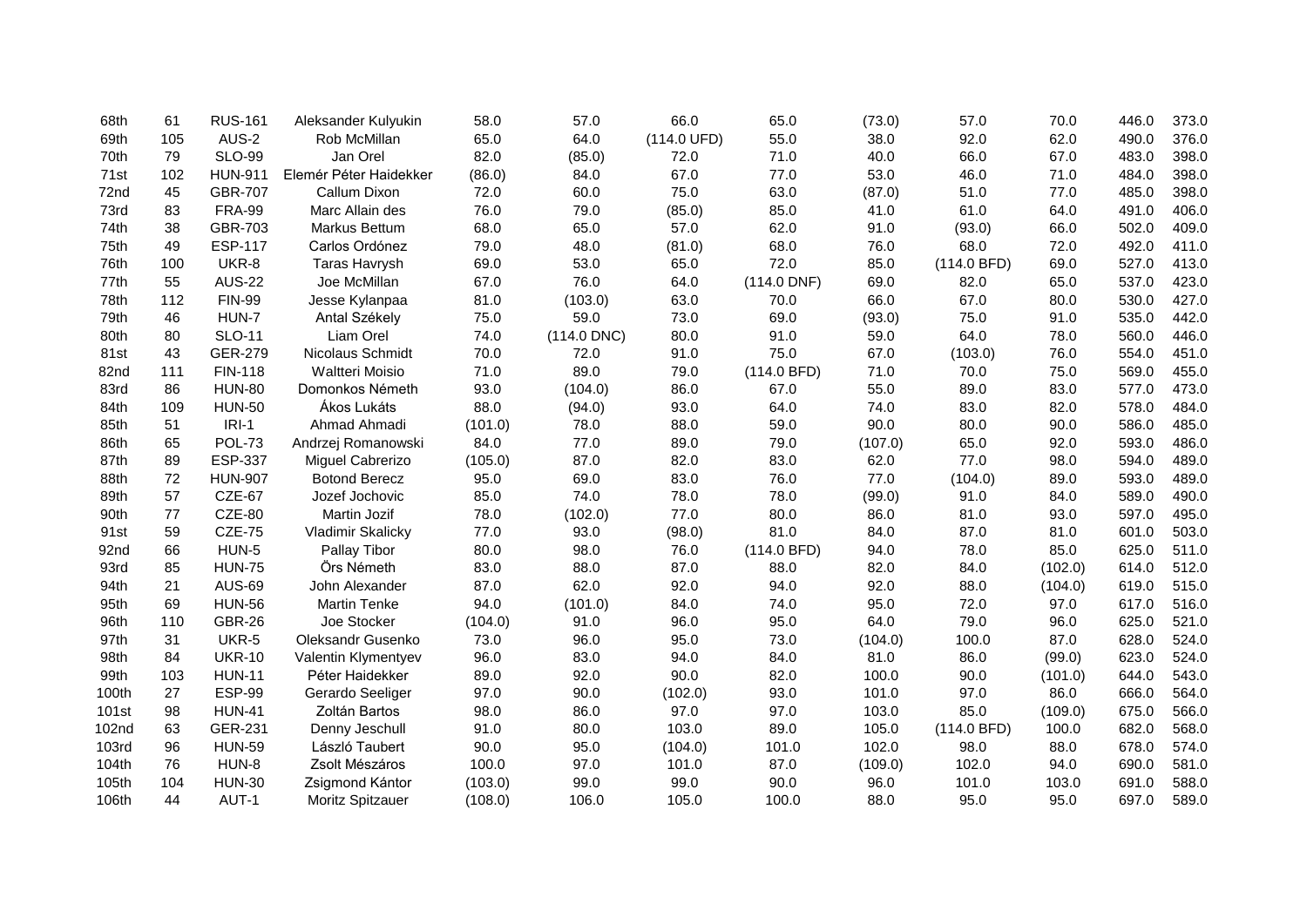| | | | | | | | | | | | | |
|---|---|---|---|---|---|---|---|---|---|---|---|---|
| 68th | 61 | RUS-161 | Aleksander Kulyukin | 58.0 | 57.0 | 66.0 | 65.0 | (73.0) | 57.0 | 70.0 | 446.0 | 373.0 |
| 69th | 105 | AUS-2 | Rob McMillan | 65.0 | 64.0 | (114.0 UFD) | 55.0 | 38.0 | 92.0 | 62.0 | 490.0 | 376.0 |
| 70th | 79 | SLO-99 | Jan Orel | 82.0 | (85.0) | 72.0 | 71.0 | 40.0 | 66.0 | 67.0 | 483.0 | 398.0 |
| 71st | 102 | HUN-911 | Elemér Péter Haidekker | (86.0) | 84.0 | 67.0 | 77.0 | 53.0 | 46.0 | 71.0 | 484.0 | 398.0 |
| 72nd | 45 | GBR-707 | Callum Dixon | 72.0 | 60.0 | 75.0 | 63.0 | (87.0) | 51.0 | 77.0 | 485.0 | 398.0 |
| 73rd | 83 | FRA-99 | Marc Allain des | 76.0 | 79.0 | (85.0) | 85.0 | 41.0 | 61.0 | 64.0 | 491.0 | 406.0 |
| 74th | 38 | GBR-703 | Markus Bettum | 68.0 | 65.0 | 57.0 | 62.0 | 91.0 | (93.0) | 66.0 | 502.0 | 409.0 |
| 75th | 49 | ESP-117 | Carlos Ordónez | 79.0 | 48.0 | (81.0) | 68.0 | 76.0 | 68.0 | 72.0 | 492.0 | 411.0 |
| 76th | 100 | UKR-8 | Taras Havrysh | 69.0 | 53.0 | 65.0 | 72.0 | 85.0 | (114.0 BFD) | 69.0 | 527.0 | 413.0 |
| 77th | 55 | AUS-22 | Joe McMillan | 67.0 | 76.0 | 64.0 | (114.0 DNF) | 69.0 | 82.0 | 65.0 | 537.0 | 423.0 |
| 78th | 112 | FIN-99 | Jesse Kylanpaa | 81.0 | (103.0) | 63.0 | 70.0 | 66.0 | 67.0 | 80.0 | 530.0 | 427.0 |
| 79th | 46 | HUN-7 | Antal Székely | 75.0 | 59.0 | 73.0 | 69.0 | (93.0) | 75.0 | 91.0 | 535.0 | 442.0 |
| 80th | 80 | SLO-11 | Liam Orel | 74.0 | (114.0 DNC) | 80.0 | 91.0 | 59.0 | 64.0 | 78.0 | 560.0 | 446.0 |
| 81st | 43 | GER-279 | Nicolaus Schmidt | 70.0 | 72.0 | 91.0 | 75.0 | 67.0 | (103.0) | 76.0 | 554.0 | 451.0 |
| 82nd | 111 | FIN-118 | Waltteri Moisio | 71.0 | 89.0 | 79.0 | (114.0 BFD) | 71.0 | 70.0 | 75.0 | 569.0 | 455.0 |
| 83rd | 86 | HUN-80 | Domonkos Németh | 93.0 | (104.0) | 86.0 | 67.0 | 55.0 | 89.0 | 83.0 | 577.0 | 473.0 |
| 84th | 109 | HUN-50 | Ákos Lukáts | 88.0 | (94.0) | 93.0 | 64.0 | 74.0 | 83.0 | 82.0 | 578.0 | 484.0 |
| 85th | 51 | IRI-1 | Ahmad Ahmadi | (101.0) | 78.0 | 88.0 | 59.0 | 90.0 | 80.0 | 90.0 | 586.0 | 485.0 |
| 86th | 65 | POL-73 | Andrzej Romanowski | 84.0 | 77.0 | 89.0 | 79.0 | (107.0) | 65.0 | 92.0 | 593.0 | 486.0 |
| 87th | 89 | ESP-337 | Miguel Cabrerizo | (105.0) | 87.0 | 82.0 | 83.0 | 62.0 | 77.0 | 98.0 | 594.0 | 489.0 |
| 88th | 72 | HUN-907 | Botond Berecz | 95.0 | 69.0 | 83.0 | 76.0 | 77.0 | (104.0) | 89.0 | 593.0 | 489.0 |
| 89th | 57 | CZE-67 | Jozef Jochovic | 85.0 | 74.0 | 78.0 | 78.0 | (99.0) | 91.0 | 84.0 | 589.0 | 490.0 |
| 90th | 77 | CZE-80 | Martin Jozif | 78.0 | (102.0) | 77.0 | 80.0 | 86.0 | 81.0 | 93.0 | 597.0 | 495.0 |
| 91st | 59 | CZE-75 | Vladimir Skalicky | 77.0 | 93.0 | (98.0) | 81.0 | 84.0 | 87.0 | 81.0 | 601.0 | 503.0 |
| 92nd | 66 | HUN-5 | Pallay Tibor | 80.0 | 98.0 | 76.0 | (114.0 BFD) | 94.0 | 78.0 | 85.0 | 625.0 | 511.0 |
| 93rd | 85 | HUN-75 | Őrs Németh | 83.0 | 88.0 | 87.0 | 88.0 | 82.0 | 84.0 | (102.0) | 614.0 | 512.0 |
| 94th | 21 | AUS-69 | John Alexander | 87.0 | 62.0 | 92.0 | 94.0 | 92.0 | 88.0 | (104.0) | 619.0 | 515.0 |
| 95th | 69 | HUN-56 | Martin Tenke | 94.0 | (101.0) | 84.0 | 74.0 | 95.0 | 72.0 | 97.0 | 617.0 | 516.0 |
| 96th | 110 | GBR-26 | Joe Stocker | (104.0) | 91.0 | 96.0 | 95.0 | 64.0 | 79.0 | 96.0 | 625.0 | 521.0 |
| 97th | 31 | UKR-5 | Oleksandr Gusenko | 73.0 | 96.0 | 95.0 | 73.0 | (104.0) | 100.0 | 87.0 | 628.0 | 524.0 |
| 98th | 84 | UKR-10 | Valentin Klymentyev | 96.0 | 83.0 | 94.0 | 84.0 | 81.0 | 86.0 | (99.0) | 623.0 | 524.0 |
| 99th | 103 | HUN-11 | Péter Haidekker | 89.0 | 92.0 | 90.0 | 82.0 | 100.0 | 90.0 | (101.0) | 644.0 | 543.0 |
| 100th | 27 | ESP-99 | Gerardo Seeliger | 97.0 | 90.0 | (102.0) | 93.0 | 101.0 | 97.0 | 86.0 | 666.0 | 564.0 |
| 101st | 98 | HUN-41 | Zoltán Bartos | 98.0 | 86.0 | 97.0 | 97.0 | 103.0 | 85.0 | (109.0) | 675.0 | 566.0 |
| 102nd | 63 | GER-231 | Denny Jeschull | 91.0 | 80.0 | 103.0 | 89.0 | 105.0 | (114.0 BFD) | 100.0 | 682.0 | 568.0 |
| 103rd | 96 | HUN-59 | László Taubert | 90.0 | 95.0 | (104.0) | 101.0 | 102.0 | 98.0 | 88.0 | 678.0 | 574.0 |
| 104th | 76 | HUN-8 | Zsolt Mészáros | 100.0 | 97.0 | 101.0 | 87.0 | (109.0) | 102.0 | 94.0 | 690.0 | 581.0 |
| 105th | 104 | HUN-30 | Zsigmond Kántor | (103.0) | 99.0 | 99.0 | 90.0 | 96.0 | 101.0 | 103.0 | 691.0 | 588.0 |
| 106th | 44 | AUT-1 | Moritz Spitzauer | (108.0) | 106.0 | 105.0 | 100.0 | 88.0 | 95.0 | 95.0 | 697.0 | 589.0 |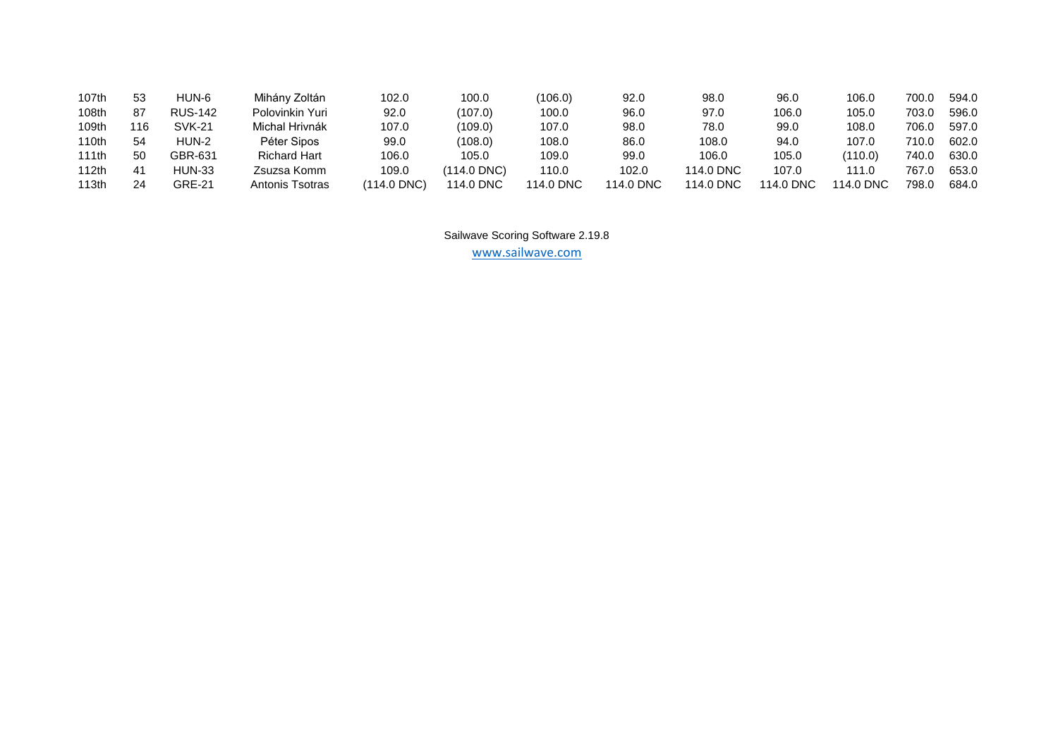| | | | | | | | | | | | | |
|---|---|---|---|---|---|---|---|---|---|---|---|---|
| 107th | 53 | HUN-6 | Mihány Zoltán | 102.0 | 100.0 | (106.0) | 92.0 | 98.0 | 96.0 | 106.0 | 700.0 | 594.0 |
| 108th | 87 | RUS-142 | Polovinkin Yuri | 92.0 | (107.0) | 100.0 | 96.0 | 97.0 | 106.0 | 105.0 | 703.0 | 596.0 |
| 109th | 116 | SVK-21 | Michal Hrivnák | 107.0 | (109.0) | 107.0 | 98.0 | 78.0 | 99.0 | 108.0 | 706.0 | 597.0 |
| 110th | 54 | HUN-2 | Péter Sipos | 99.0 | (108.0) | 108.0 | 86.0 | 108.0 | 94.0 | 107.0 | 710.0 | 602.0 |
| 111th | 50 | GBR-631 | Richard Hart | 106.0 | 105.0 | 109.0 | 99.0 | 106.0 | 105.0 | (110.0) | 740.0 | 630.0 |
| 112th | 41 | HUN-33 | Zsuzsa Komm | 109.0 | (114.0 DNC) | 110.0 | 102.0 | 114.0 DNC | 107.0 | 111.0 | 767.0 | 653.0 |
| 113th | 24 | GRE-21 | Antonis Tsotras | (114.0 DNC) | 114.0 DNC | 114.0 DNC | 114.0 DNC | 114.0 DNC | 114.0 DNC | 114.0 DNC | 798.0 | 684.0 |

Sailwave Scoring Software 2.19.8

www.sailwave.com